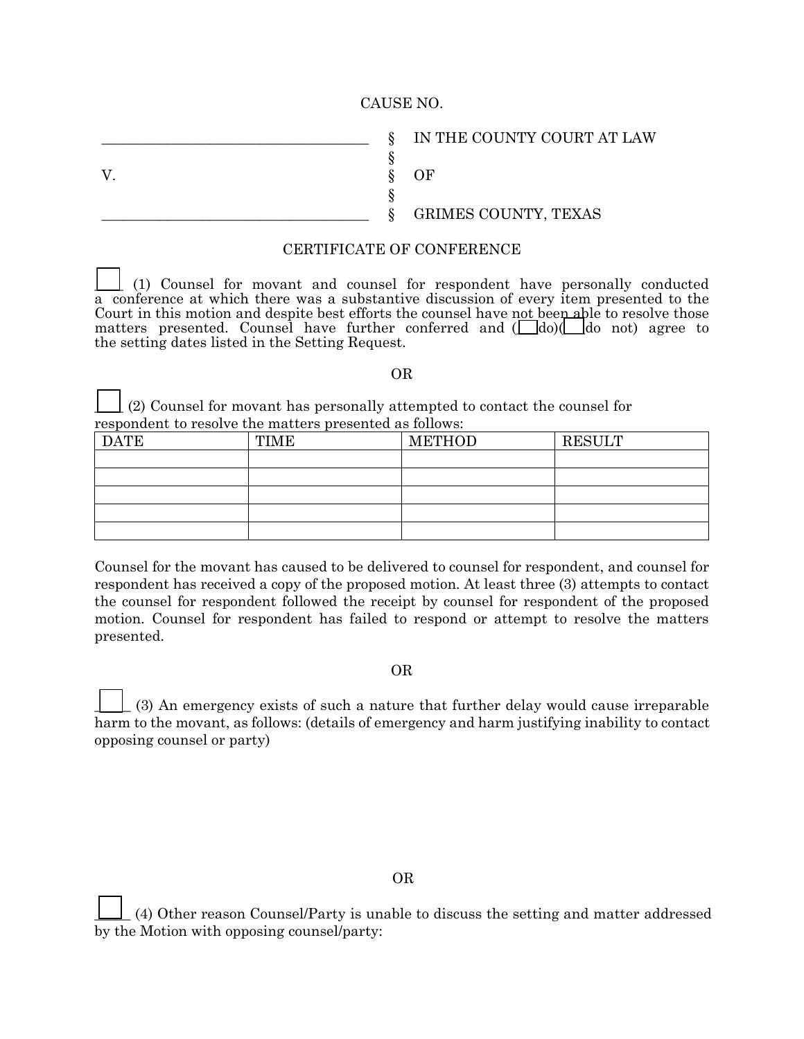CAUSE NO.

| | | |
|---|---|---|
| ____________________________________ | § | IN THE COUNTY COURT AT LAW |
| | § | |
| V. | § | OF |
| | § | |
| ____________________________________ | § | GRIMES COUNTY, TEXAS |

CERTIFICATE OF CONFERENCE

☐ (1) Counsel for movant and counsel for respondent have personally conducted a conference at which there was a substantive discussion of every item presented to the Court in this motion and despite best efforts the counsel have not been able to resolve those matters presented. Counsel have further conferred and (☐ do)(☐ do not) agree to the setting dates listed in the Setting Request.

OR

☐ (2) Counsel for movant has personally attempted to contact the counsel for respondent to resolve the matters presented as follows:

| DATE | TIME | METHOD | RESULT |
|---|---|---|---|
| | | | |
| | | | |
| | | | |
| | | | |
| | | | |

Counsel for the movant has caused to be delivered to counsel for respondent, and counsel for respondent has received a copy of the proposed motion. At least three (3) attempts to contact the counsel for respondent followed the receipt by counsel for respondent of the proposed motion. Counsel for respondent has failed to respond or attempt to resolve the matters presented.

OR

☐ (3) An emergency exists of such a nature that further delay would cause irreparable harm to the movant, as follows: (details of emergency and harm justifying inability to contact opposing counsel or party)

OR

☐ (4) Other reason Counsel/Party is unable to discuss the setting and matter addressed by the Motion with opposing counsel/party: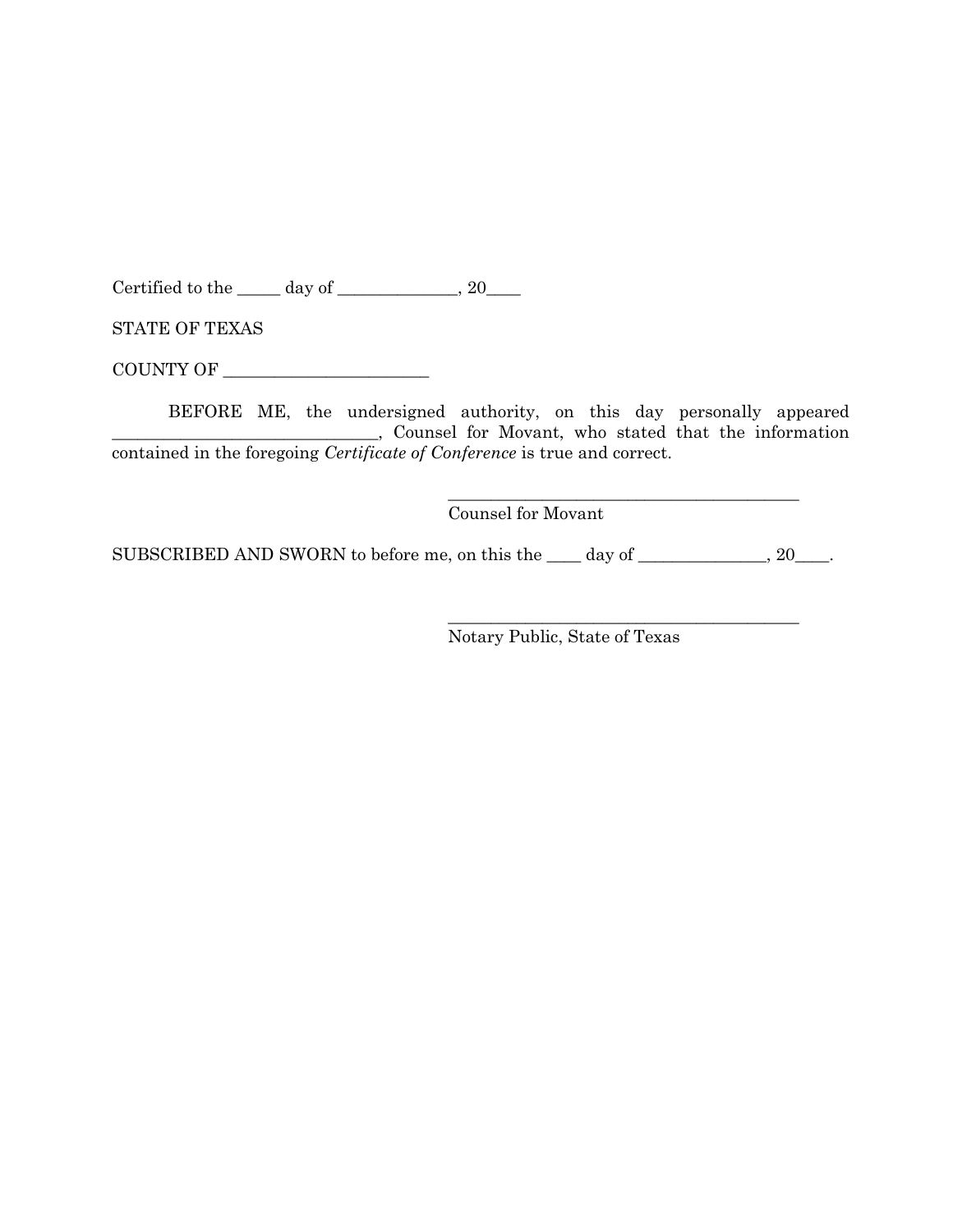Certified to the _____ day of ______________, 20____

STATE OF TEXAS

COUNTY OF ________________________

BEFORE ME, the undersigned authority, on this day personally appeared _______________________________, Counsel for Movant, who stated that the information contained in the foregoing *Certificate of Conference* is true and correct.

___________________________________________
Counsel for Movant

SUBSCRIBED AND SWORN to before me, on this the ____ day of _______________, 20____.

___________________________________________
Notary Public, State of Texas